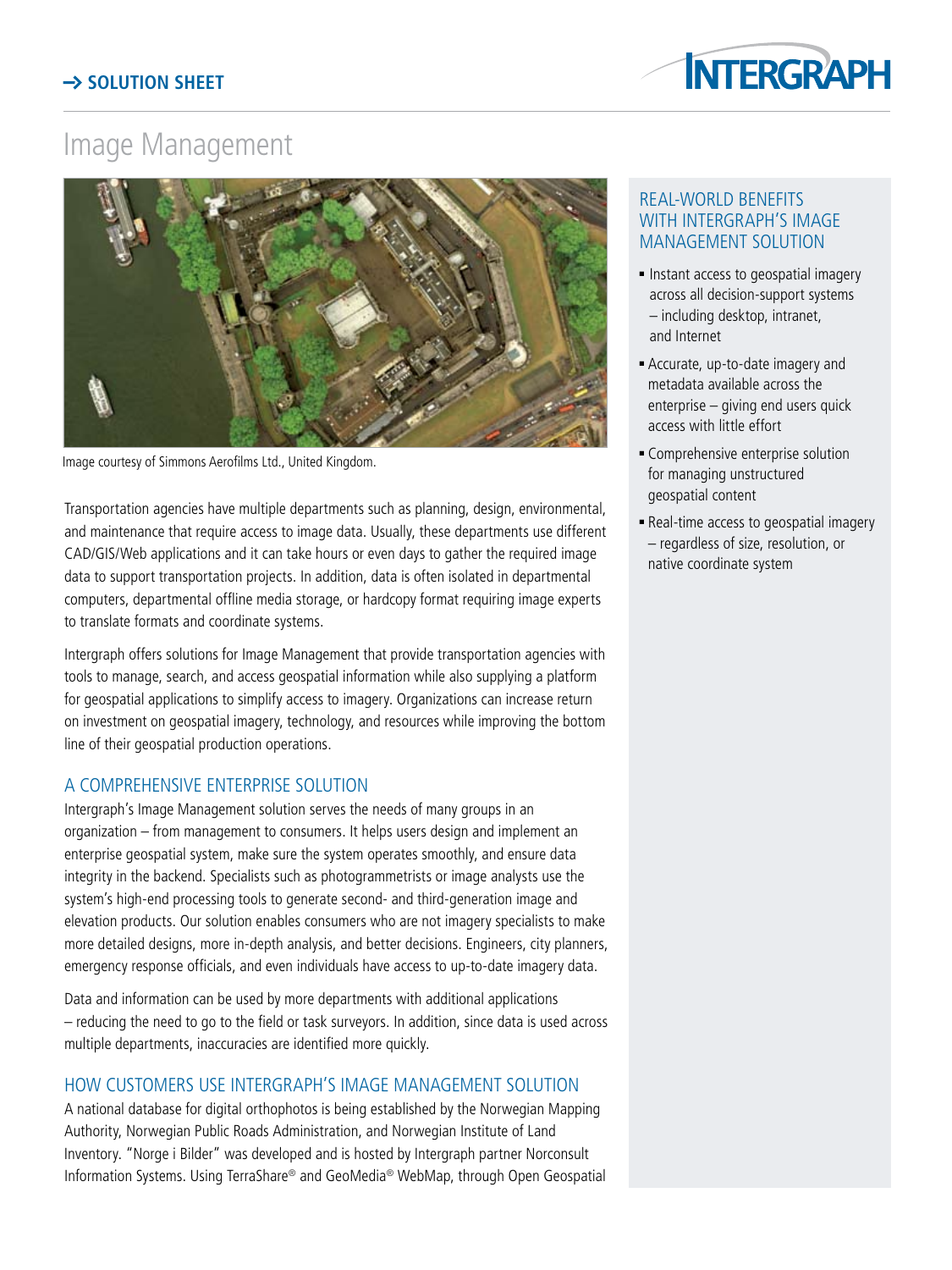→ SOLUTION SHEET

# Image Management

Image courtesy of Simmons Aerofilms Ltd., United Kingdom.

Transportation agencies have multiple departments such as planning, design, environmental, and maintenance that require access to image data. Usually, these departments use different CAD/GIS/Web applications and it can take hours or even days to gather the required image data to support transportation projects. In addition, data is often isolated in departmental computers, departmental offline media storage, or hardcopy format requiring image experts to translate formats and coordinate systems.

Intergraph offers solutions for Image Management that provide transportation agencies with tools to manage, search, and access geospatial information while also supplying a platform for geospatial applications to simplify access to imagery. Organizations can increase return on investment on geospatial imagery, technology, and resources while improving the bottom line of their geospatial production operations.

## A COMPREHENSIVE ENTERPRISE SOLUTION

Intergraph's Image Management solution serves the needs of many groups in an organization – from management to consumers. It helps users design and implement an enterprise geospatial system, make sure the system operates smoothly, and ensure data integrity in the backend. Specialists such as photogrammetrists or image analysts use the system's high-end processing tools to generate second- and third-generation image and elevation products. Our solution enables consumers who are not imagery specialists to make more detailed designs, more in-depth analysis, and better decisions. Engineers, city planners, emergency response officials, and even individuals have access to up-to-date imagery data.

Data and information can be used by more departments with additional applications – reducing the need to go to the field or task surveyors. In addition, since data is used across multiple departments, inaccuracies are identified more quickly.

## HOW CUSTOMERS USE INTERGRAPH'S IMAGE MANAGEMENT SOLUTION

A national database for digital orthophotos is being established by the Norwegian Mapping Authority, Norwegian Public Roads Administration, and Norwegian Institute of Land Inventory. "Norge i Bilder" was developed and is hosted by Intergraph partner Norconsult Information Systems. Using TerraShare® and GeoMedia® WebMap, through Open Geospatial

## REAL-WORLD BENEFITS WITH INTERGRAPH'S IMAGE MANAGEMENT SOLUTION

- Instant access to geospatial imagery across all decision-support systems – including desktop, intranet, and Internet
- Accurate, up-to-date imagery and metadata available across the enterprise – giving end users quick access with little effort
- Comprehensive enterprise solution for managing unstructured geospatial content
- Real-time access to geospatial imagery – regardless of size, resolution, or native coordinate system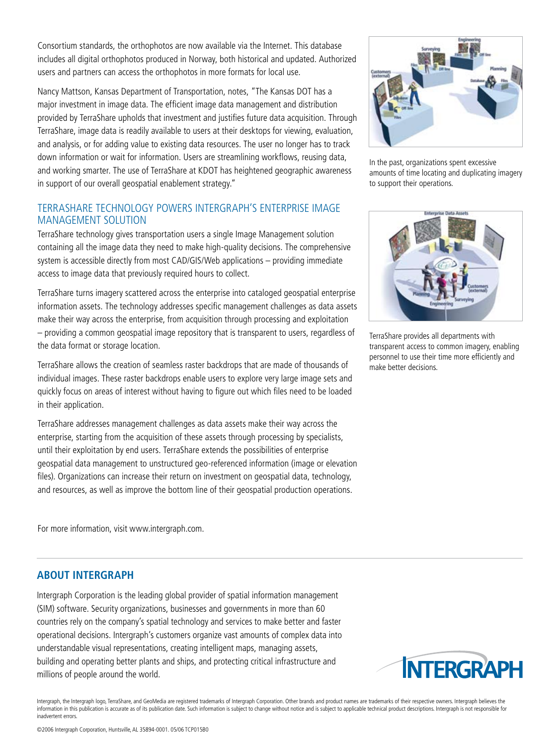Consortium standards, the orthophotos are now available via the Internet. This database includes all digital orthophotos produced in Norway, both historical and updated. Authorized users and partners can access the orthophotos in more formats for local use.

Nancy Mattson, Kansas Department of Transportation, notes, "The Kansas DOT has a major investment in image data. The efficient image data management and distribution provided by TerraShare upholds that investment and justifies future data acquisition. Through TerraShare, image data is readily available to users at their desktops for viewing, evaluation, and analysis, or for adding value to existing data resources. The user no longer has to track down information or wait for information. Users are streamlining workflows, reusing data, and working smarter. The use of TerraShare at KDOT has heightened geographic awareness in support of our overall geospatial enablement strategy."

## TERRASHARE TECHNOLOGY POWERS INTERGRAPH'S ENTERPRISE IMAGE MANAGEMENT SOLUTION

TerraShare technology gives transportation users a single Image Management solution containing all the image data they need to make high-quality decisions. The comprehensive system is accessible directly from most CAD/GIS/Web applications – providing immediate access to image data that previously required hours to collect.

TerraShare turns imagery scattered across the enterprise into cataloged geospatial enterprise information assets. The technology addresses specific management challenges as data assets make their way across the enterprise, from acquisition through processing and exploitation – providing a common geospatial image repository that is transparent to users, regardless of the data format or storage location.

TerraShare allows the creation of seamless raster backdrops that are made of thousands of individual images. These raster backdrops enable users to explore very large image sets and quickly focus on areas of interest without having to figure out which files need to be loaded in their application.

TerraShare addresses management challenges as data assets make their way across the enterprise, starting from the acquisition of these assets through processing by specialists, until their exploitation by end users. TerraShare extends the possibilities of enterprise geospatial data management to unstructured geo-referenced information (image or elevation files). Organizations can increase their return on investment on geospatial data, technology, and resources, as well as improve the bottom line of their geospatial production operations.

For more information, visit www.intergraph.com.

In the past, organizations spent excessive amounts of time locating and duplicating imagery to support their operations.

TerraShare provides all departments with transparent access to common imagery, enabling personnel to use their time more efficiently and make better decisions.

## ABOUT INTERGRAPH

Intergraph Corporation is the leading global provider of spatial information management (SIM) software. Security organizations, businesses and governments in more than 60 countries rely on the company's spatial technology and services to make better and faster operational decisions. Intergraph's customers organize vast amounts of complex data into understandable visual representations, creating intelligent maps, managing assets, building and operating better plants and ships, and protecting critical infrastructure and millions of people around the world.

Intergraph, the Intergraph logo, TerraShare, and GeoMedia are registered trademarks of Intergraph Corporation. Other brands and product names are trademarks of their respective owners. Intergraph believes the information in this publication is accurate as of its publication date. Such information is subject to change without notice and is subject to applicable technical product descriptions. Intergraph is not responsible for inadvertent errors.

©2006 Intergraph Corporation, Huntsville, AL 35894-0001. 05/06 TCP015B0